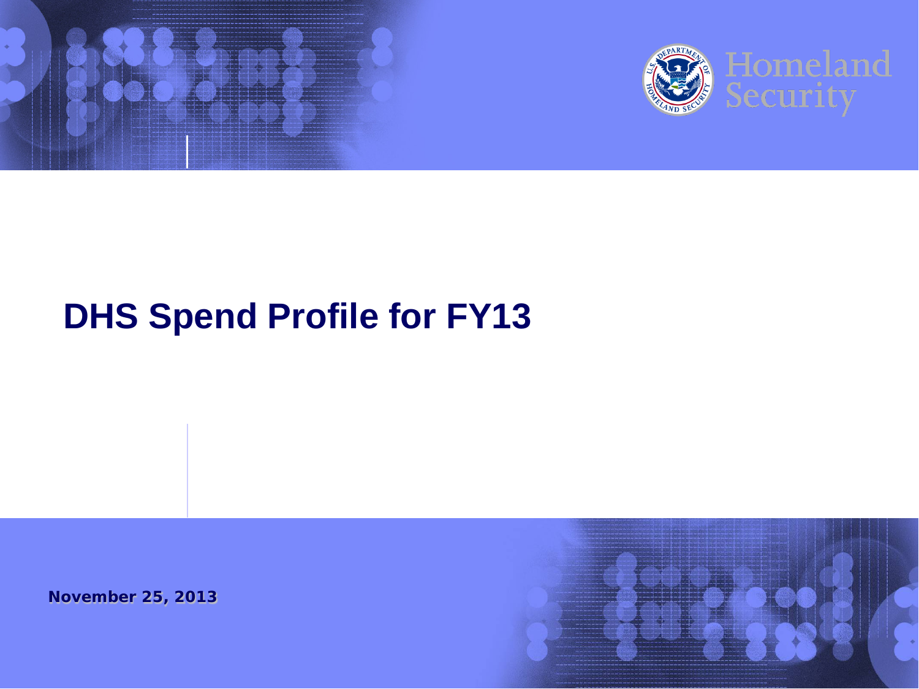Homeland Security

# DHS Spend Profile for FY13

**November 25, 2013**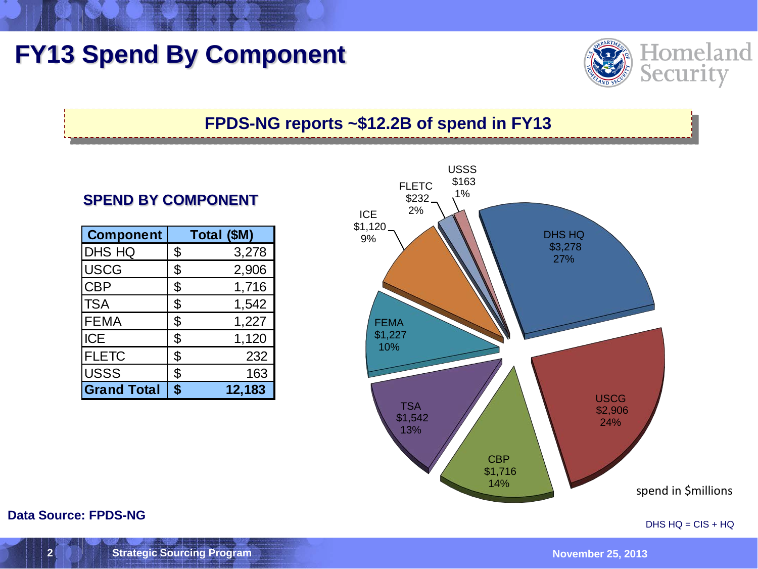# FY13 Spend By Component

**FPDS-NG reports ~$12.2B of spend in FY13**

## SPEND BY COMPONENT

| Component | Total ($M) | |
|---|---|---|
| DHS HQ | $ | 3,278 |
| USCG | $ | 2,906 |
| CBP | $ | 1,716 |
| TSA | $ | 1,542 |
| FEMA | $ | 1,227 |
| ICE | $ | 1,120 |
| FLETC | $ | 232 |
| USSS | $ | 163 |
| **Grand Total** | **$** | **12,183** |

DHS HQ $3,278 27%

USCG $2,906 24%

CBP $1,716 14%

TSA $1,542 13%

FEMA $1,227 10%

ICE $1,120 9%

FLETC $232 2%

USSS $163 1%

spend in $millions

**Data Source: FPDS-NG**

DHS HQ = CIS + HQ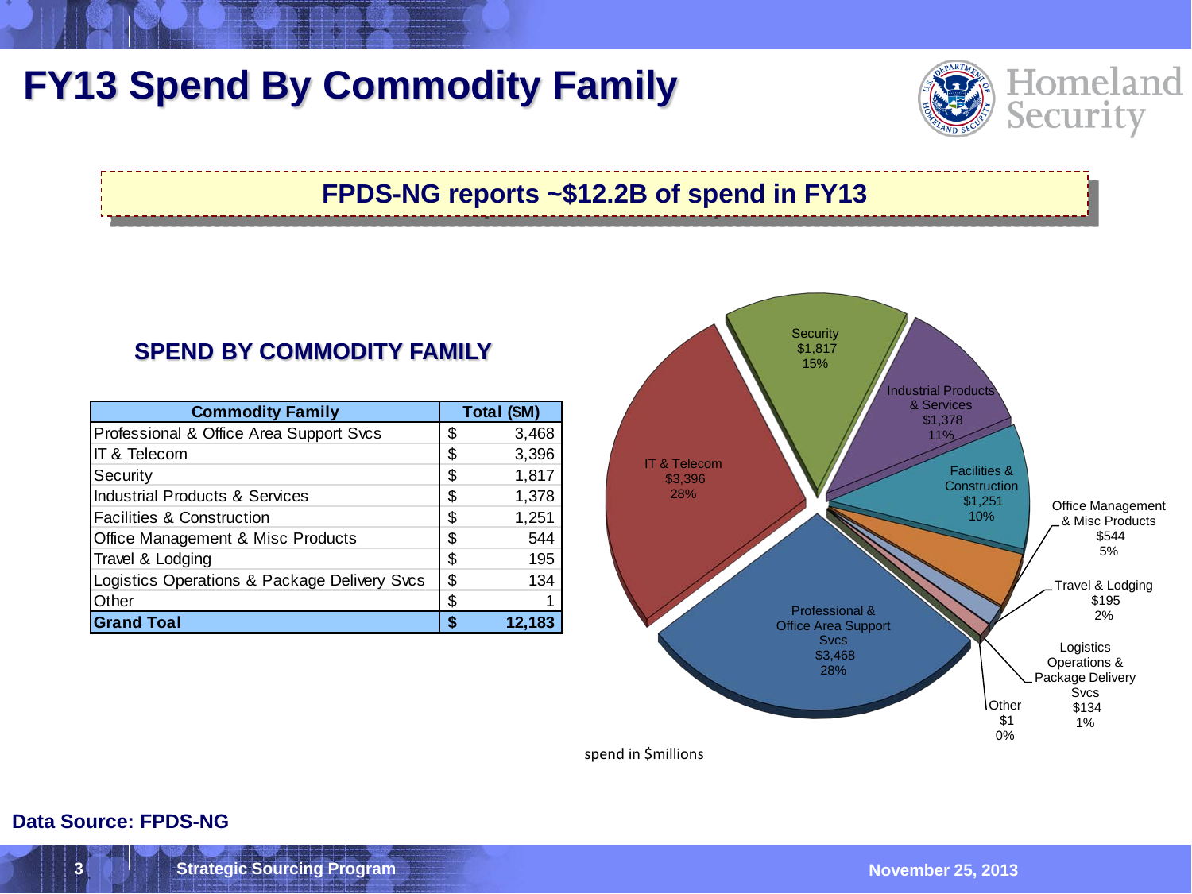# FY13 Spend By Commodity Family

**FPDS-NG reports ~$12.2B of spend in FY13**

## SPEND BY COMMODITY FAMILY

| Commodity Family | Total ($M) | |
|---|---|---|
| Professional & Office Area Support Svcs | $ | 3,468 |
| IT & Telecom | $ | 3,396 |
| Security | $ | 1,817 |
| Industrial Products & Services | $ | 1,378 |
| Facilities & Construction | $ | 1,251 |
| Office Management & Misc Products | $ | 544 |
| Travel & Lodging | $ | 195 |
| Logistics Operations & Package Delivery Svcs | $ | 134 |
| Other | $ | 1 |
| **Grand Toal** | **$** | **12,183** |

Security
$1,817
15%

Industrial Products & Services
$1,378
11%

Facilities & Construction
$1,251
10%

Office Management & Misc Products
$544
5%

Travel & Lodging
$195
2%

Logistics Operations & Package Delivery Svcs
$134
1%

Other
$1
0%

Professional & Office Area Support Svcs
$3,468
28%

IT & Telecom
$3,396
28%

spend in $millions

**Data Source: FPDS-NG**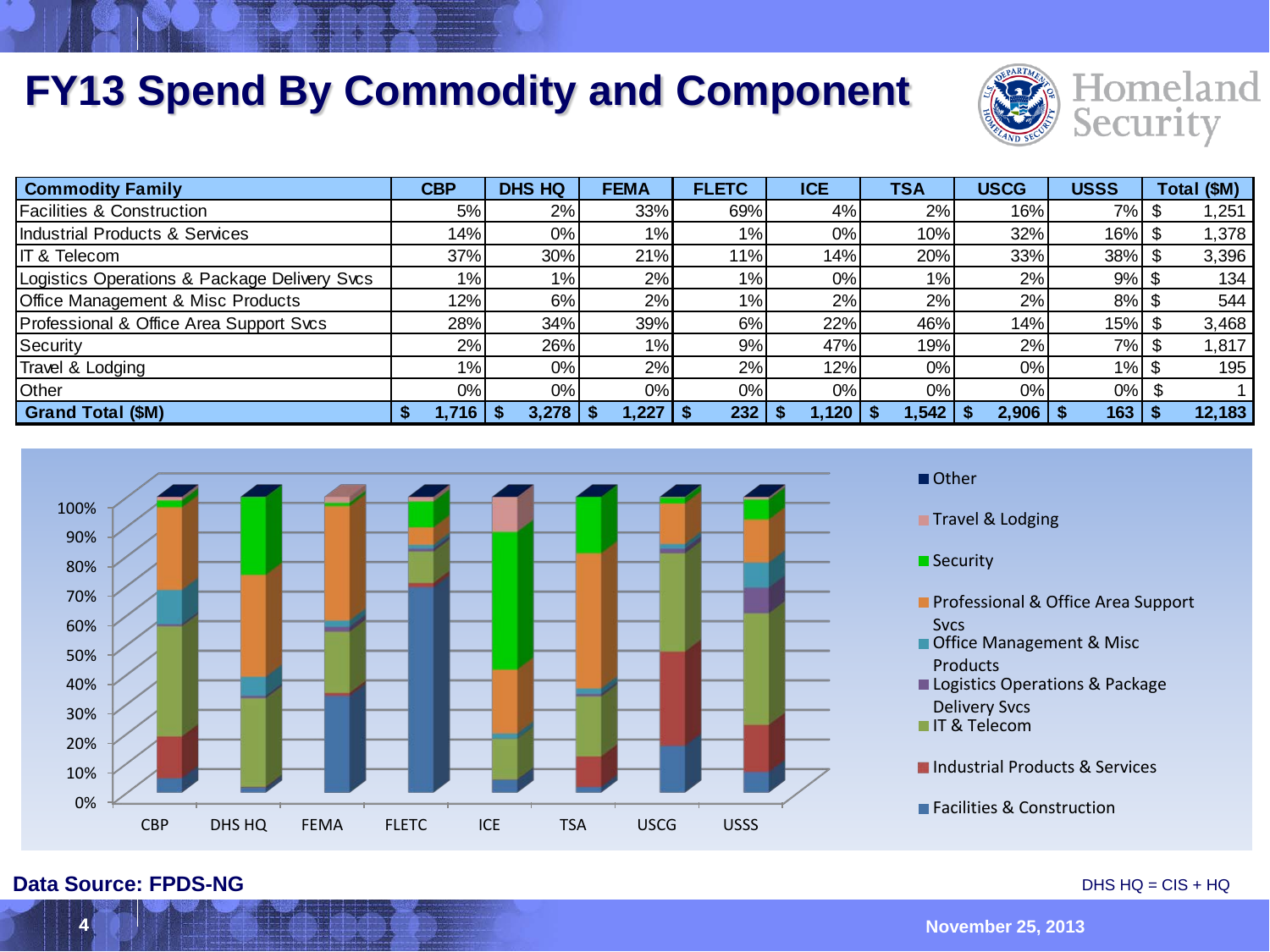# FY13 Spend By Commodity and Component

Homeland Security

| Commodity Family | CBP | DHS HQ | FEMA | FLETC | ICE | TSA | USCG | USSS | Total ($M) |
|---|---|---|---|---|---|---|---|---|---|
| Facilities & Construction | 5% | 2% | 33% | 69% | 4% | 2% | 16% | 7% | $ 1,251 |
| Industrial Products & Services | 14% | 0% | 1% | 1% | 0% | 10% | 32% | 16% | $ 1,378 |
| IT & Telecom | 37% | 30% | 21% | 11% | 14% | 20% | 33% | 38% | $ 3,396 |
| Logistics Operations & Package Delivery Svcs | 1% | 1% | 2% | 1% | 0% | 1% | 2% | 9% | $ 134 |
| Office Management & Misc Products | 12% | 6% | 2% | 1% | 2% | 2% | 2% | 8% | $ 544 |
| Professional & Office Area Support Svcs | 28% | 34% | 39% | 6% | 22% | 46% | 14% | 15% | $ 3,468 |
| Security | 2% | 26% | 1% | 9% | 47% | 19% | 2% | 7% | $ 1,817 |
| Travel & Lodging | 1% | 0% | 2% | 2% | 12% | 0% | 0% | 1% | $ 195 |
| Other | 0% | 0% | 0% | 0% | 0% | 0% | 0% | 0% | $ 1 |
| **Grand Total ($M)** | **$ 1,716** | **$ 3,278** | **$ 1,227** | **$ 232** | **$ 1,120** | **$ 1,542** | **$ 2,906** | **$ 163** | **$ 12,183** |

100%
90%
80%
70%
60%
50%
40%
30%
20%
10%
0%

CBP DHS HQ FEMA FLETC ICE TSA USCG USSS

Other
Travel & Lodging
Security
Professional & Office Area Support Svcs
Office Management & Misc Products
Logistics Operations & Package Delivery Svcs
IT & Telecom
Industrial Products & Services
Facilities & Construction

**Data Source: FPDS-NG**

DHS HQ = CIS + HQ

November 25, 2013